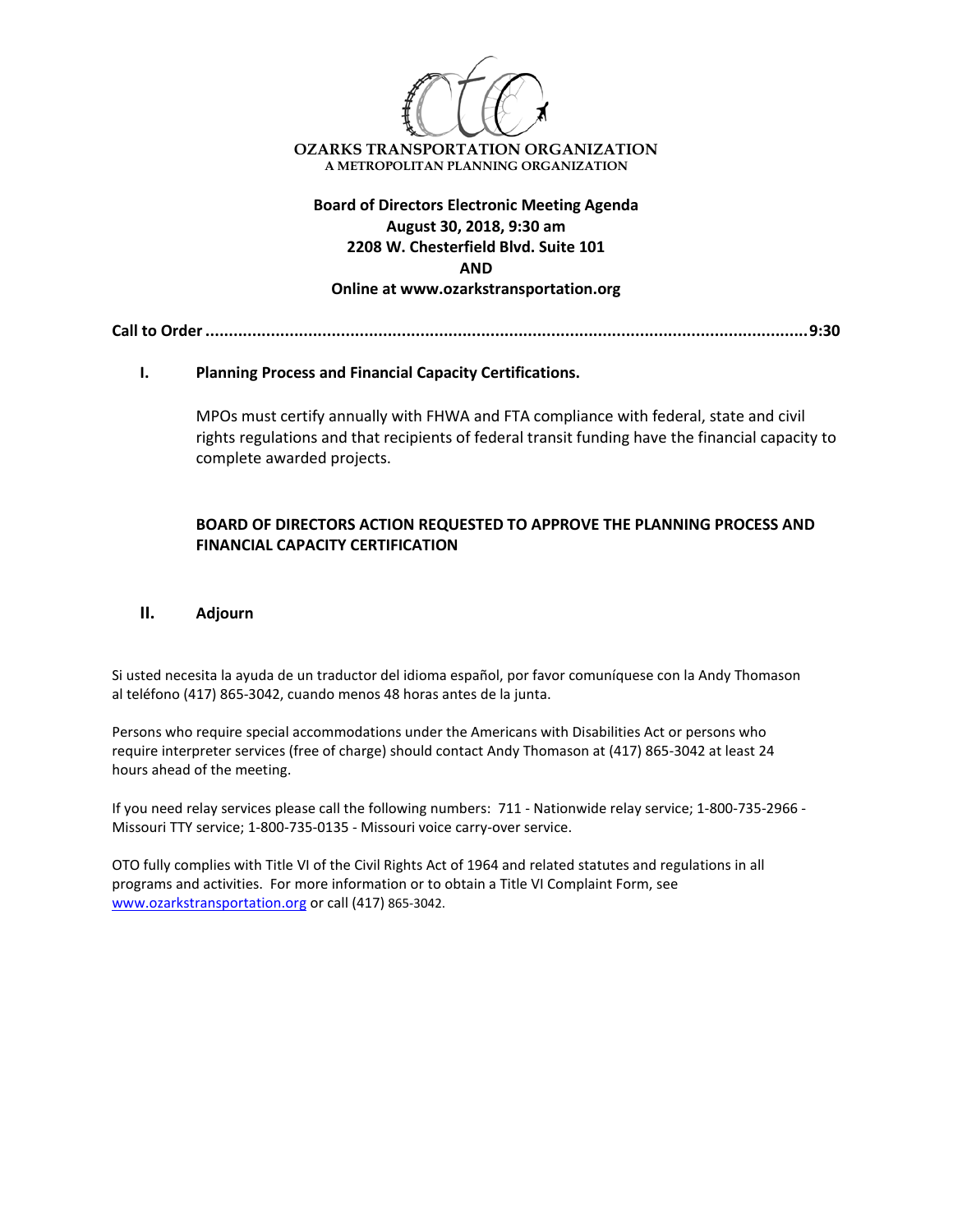**OZARKS TRANSPORTATION ORGANIZATION**
A METROPOLITAN PLANNING ORGANIZATION

**Board of Directors Electronic Meeting Agenda**
**August 30, 2018, 9:30 am**
**2208 W. Chesterfield Blvd. Suite 101**
**AND**
**Online at www.ozarkstransportation.org**

**Call to Order ............................................................................................................................ 9:30**

**I. Planning Process and Financial Capacity Certifications.**

MPOs must certify annually with FHWA and FTA compliance with federal, state and civil rights regulations and that recipients of federal transit funding have the financial capacity to complete awarded projects.

**BOARD OF DIRECTORS ACTION REQUESTED TO APPROVE THE PLANNING PROCESS AND FINANCIAL CAPACITY CERTIFICATION**

**II. Adjourn**

Si usted necesita la ayuda de un traductor del idioma español, por favor comuníquese con la Andy Thomason al teléfono (417) 865-3042, cuando menos 48 horas antes de la junta.

Persons who require special accommodations under the Americans with Disabilities Act or persons who require interpreter services (free of charge) should contact Andy Thomason at (417) 865-3042 at least 24 hours ahead of the meeting.

If you need relay services please call the following numbers: 711 - Nationwide relay service; 1-800-735-2966 - Missouri TTY service; 1-800-735-0135 - Missouri voice carry-over service.

OTO fully complies with Title VI of the Civil Rights Act of 1964 and related statutes and regulations in all programs and activities. For more information or to obtain a Title VI Complaint Form, see www.ozarkstransportation.org or call (417) 865-3042.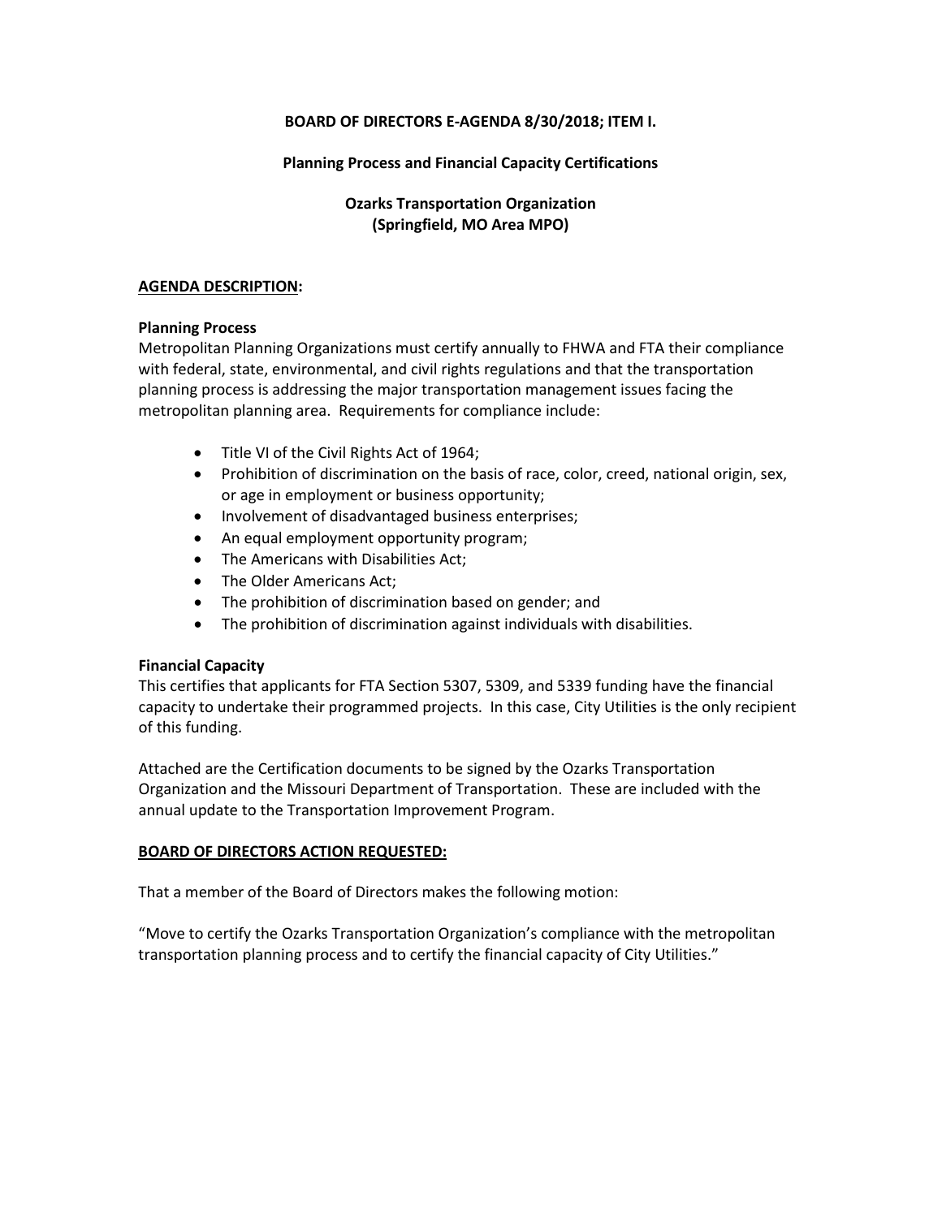**BOARD OF DIRECTORS E-AGENDA 8/30/2018; ITEM I.**

**Planning Process and Financial Capacity Certifications**

**Ozarks Transportation Organization**
**(Springfield, MO Area MPO)**

**AGENDA DESCRIPTION:**

**Planning Process**

Metropolitan Planning Organizations must certify annually to FHWA and FTA their compliance with federal, state, environmental, and civil rights regulations and that the transportation planning process is addressing the major transportation management issues facing the metropolitan planning area. Requirements for compliance include:

- Title VI of the Civil Rights Act of 1964;
- Prohibition of discrimination on the basis of race, color, creed, national origin, sex, or age in employment or business opportunity;
- Involvement of disadvantaged business enterprises;
- An equal employment opportunity program;
- The Americans with Disabilities Act;
- The Older Americans Act;
- The prohibition of discrimination based on gender; and
- The prohibition of discrimination against individuals with disabilities.

**Financial Capacity**

This certifies that applicants for FTA Section 5307, 5309, and 5339 funding have the financial capacity to undertake their programmed projects. In this case, City Utilities is the only recipient of this funding.

Attached are the Certification documents to be signed by the Ozarks Transportation Organization and the Missouri Department of Transportation. These are included with the annual update to the Transportation Improvement Program.

**BOARD OF DIRECTORS ACTION REQUESTED:**

That a member of the Board of Directors makes the following motion:

"Move to certify the Ozarks Transportation Organization's compliance with the metropolitan transportation planning process and to certify the financial capacity of City Utilities."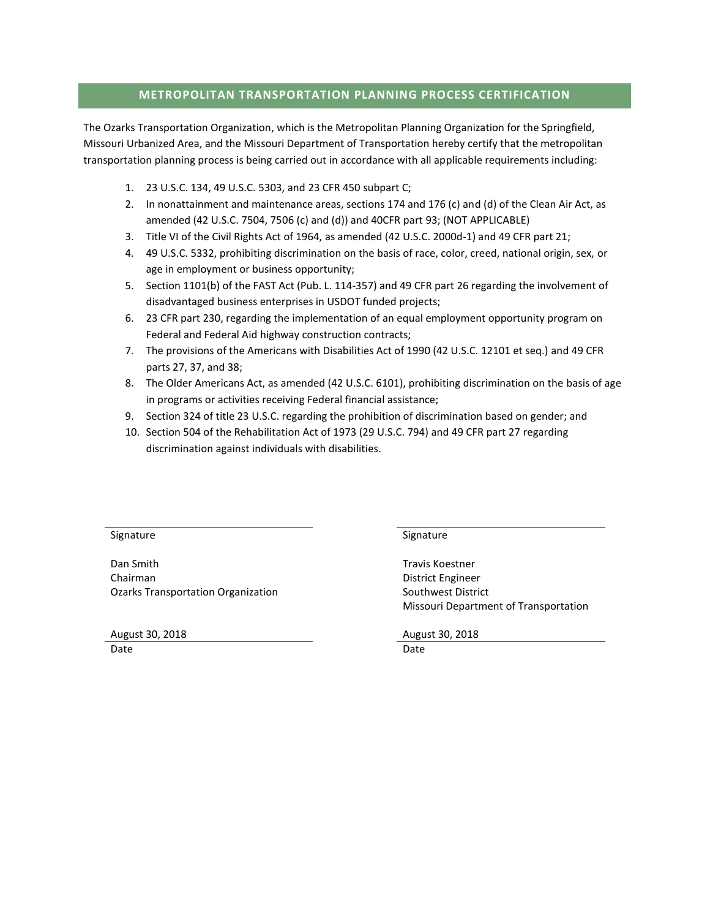## METROPOLITAN TRANSPORTATION PLANNING PROCESS CERTIFICATION

The Ozarks Transportation Organization, which is the Metropolitan Planning Organization for the Springfield, Missouri Urbanized Area, and the Missouri Department of Transportation hereby certify that the metropolitan transportation planning process is being carried out in accordance with all applicable requirements including:

1. 23 U.S.C. 134, 49 U.S.C. 5303, and 23 CFR 450 subpart C;
2. In nonattainment and maintenance areas, sections 174 and 176 (c) and (d) of the Clean Air Act, as amended (42 U.S.C. 7504, 7506 (c) and (d)) and 40CFR part 93; (NOT APPLICABLE)
3. Title VI of the Civil Rights Act of 1964, as amended (42 U.S.C. 2000d-1) and 49 CFR part 21;
4. 49 U.S.C. 5332, prohibiting discrimination on the basis of race, color, creed, national origin, sex, or age in employment or business opportunity;
5. Section 1101(b) of the FAST Act (Pub. L. 114-357) and 49 CFR part 26 regarding the involvement of disadvantaged business enterprises in USDOT funded projects;
6. 23 CFR part 230, regarding the implementation of an equal employment opportunity program on Federal and Federal Aid highway construction contracts;
7. The provisions of the Americans with Disabilities Act of 1990 (42 U.S.C. 12101 et seq.) and 49 CFR parts 27, 37, and 38;
8. The Older Americans Act, as amended (42 U.S.C. 6101), prohibiting discrimination on the basis of age in programs or activities receiving Federal financial assistance;
9. Section 324 of title 23 U.S.C. regarding the prohibition of discrimination based on gender; and
10. Section 504 of the Rehabilitation Act of 1973 (29 U.S.C. 794) and 49 CFR part 27 regarding discrimination against individuals with disabilities.

Signature

Dan Smith
Chairman
Ozarks Transportation Organization

August 30, 2018
Date

Signature

Travis Koestner
District Engineer
Southwest District
Missouri Department of Transportation

August 30, 2018
Date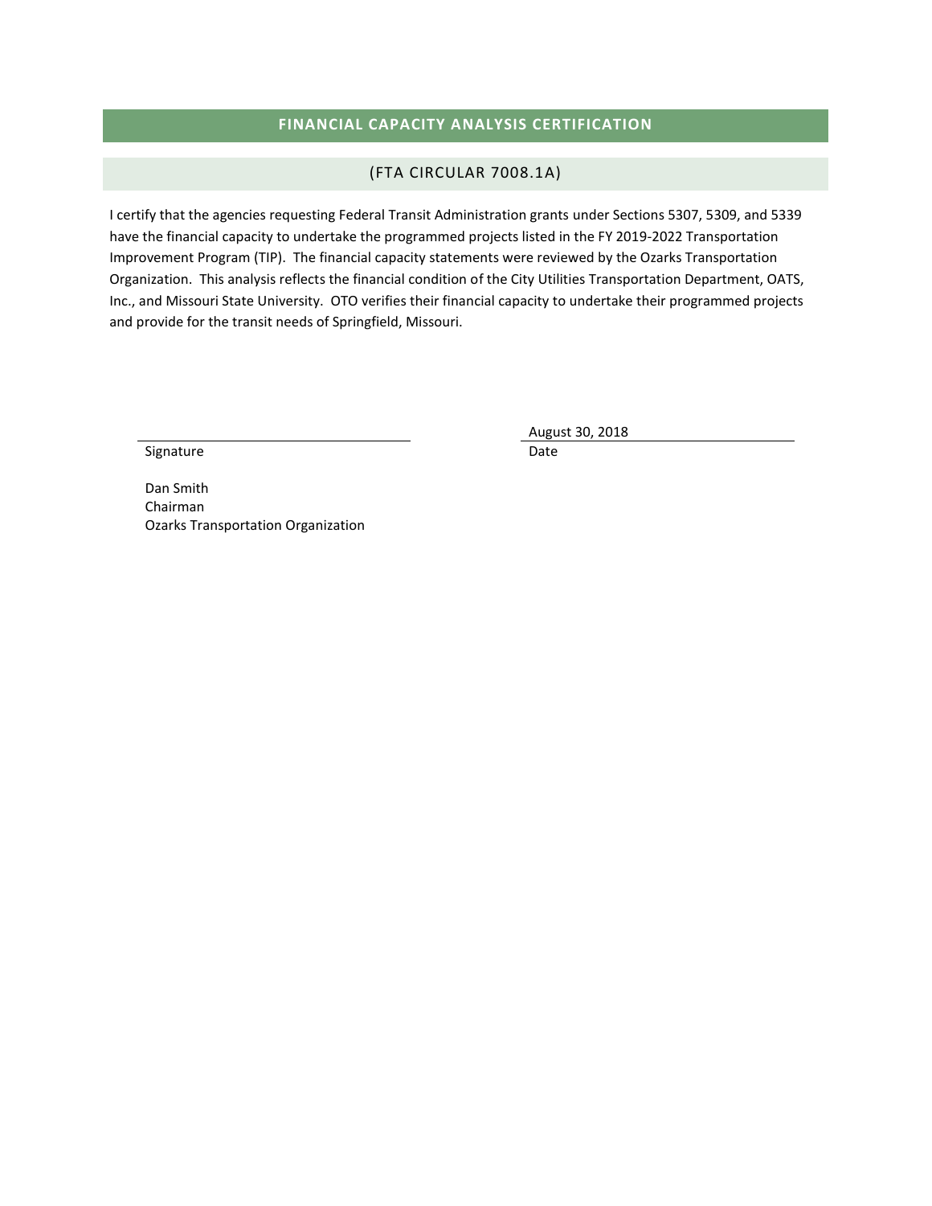## FINANCIAL CAPACITY ANALYSIS CERTIFICATION

### (FTA CIRCULAR 7008.1A)

I certify that the agencies requesting Federal Transit Administration grants under Sections 5307, 5309, and 5339 have the financial capacity to undertake the programmed projects listed in the FY 2019-2022 Transportation Improvement Program (TIP). The financial capacity statements were reviewed by the Ozarks Transportation Organization. This analysis reflects the financial condition of the City Utilities Transportation Department, OATS, Inc., and Missouri State University. OTO verifies their financial capacity to undertake their programmed projects and provide for the transit needs of Springfield, Missouri.

Signature

August 30, 2018
Date

Dan Smith
Chairman
Ozarks Transportation Organization